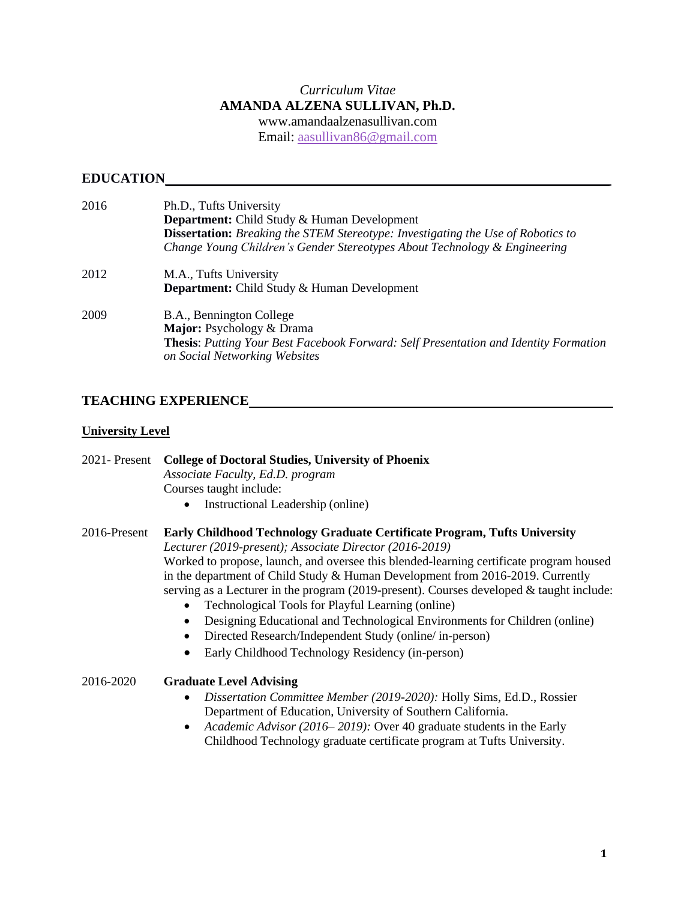*Curriculum Vitae*

# AMANDA ALZENA SULLIVAN, Ph.D.

www.amandaalzenasullivan.com
Email: aasullivan86@gmail.com

## EDUCATION

2016 — Ph.D., Tufts University
**Department:** Child Study & Human Development
**Dissertation:** *Breaking the STEM Stereotype: Investigating the Use of Robotics to Change Young Children's Gender Stereotypes About Technology & Engineering*

2012 — M.A., Tufts University
**Department:** Child Study & Human Development

2009 — B.A., Bennington College
**Major:** Psychology & Drama
**Thesis**: *Putting Your Best Facebook Forward: Self Presentation and Identity Formation on Social Networking Websites*

## TEACHING EXPERIENCE

### University Level

2021- Present — **College of Doctoral Studies, University of Phoenix**
*Associate Faculty, Ed.D. program*
Courses taught include:

- Instructional Leadership (online)

2016-Present — **Early Childhood Technology Graduate Certificate Program, Tufts University**
*Lecturer (2019-present); Associate Director (2016-2019)*
Worked to propose, launch, and oversee this blended-learning certificate program housed in the department of Child Study & Human Development from 2016-2019. Currently serving as a Lecturer in the program (2019-present). Courses developed & taught include:

- Technological Tools for Playful Learning (online)
- Designing Educational and Technological Environments for Children (online)
- Directed Research/Independent Study (online/ in-person)
- Early Childhood Technology Residency (in-person)

2016-2020 — **Graduate Level Advising**

- *Dissertation Committee Member (2019-2020):* Holly Sims, Ed.D., Rossier Department of Education, University of Southern California.
- *Academic Advisor (2016– 2019):* Over 40 graduate students in the Early Childhood Technology graduate certificate program at Tufts University.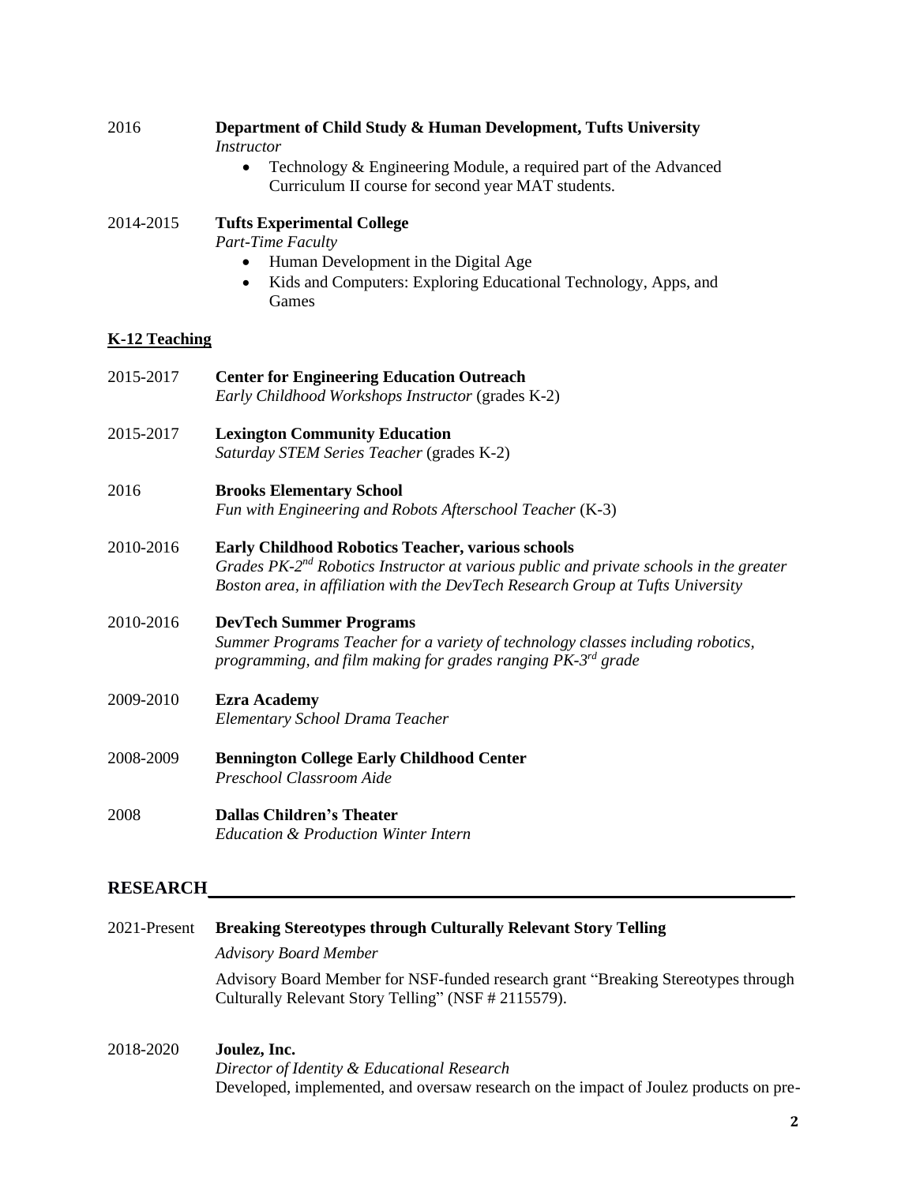2016 **Department of Child Study & Human Development, Tufts University**
*Instructor*

- Technology & Engineering Module, a required part of the Advanced Curriculum II course for second year MAT students.

2014-2015 **Tufts Experimental College**
*Part-Time Faculty*

- Human Development in the Digital Age
- Kids and Computers: Exploring Educational Technology, Apps, and Games

**K-12 Teaching**

2015-2017 **Center for Engineering Education Outreach**
*Early Childhood Workshops Instructor* (grades K-2)

2015-2017 **Lexington Community Education**
*Saturday STEM Series Teacher* (grades K-2)

2016 **Brooks Elementary School**
*Fun with Engineering and Robots Afterschool Teacher* (K-3)

2010-2016 **Early Childhood Robotics Teacher, various schools**
*Grades PK-2nd Robotics Instructor at various public and private schools in the greater Boston area, in affiliation with the DevTech Research Group at Tufts University*

2010-2016 **DevTech Summer Programs**
*Summer Programs Teacher for a variety of technology classes including robotics, programming, and film making for grades ranging PK-3rd grade*

2009-2010 **Ezra Academy**
*Elementary School Drama Teacher*

2008-2009 **Bennington College Early Childhood Center**
*Preschool Classroom Aide*

2008 **Dallas Children's Theater**
*Education & Production Winter Intern*

## RESEARCH

2021-Present **Breaking Stereotypes through Culturally Relevant Story Telling**
*Advisory Board Member*
Advisory Board Member for NSF-funded research grant "Breaking Stereotypes through Culturally Relevant Story Telling" (NSF # 2115579).

2018-2020 **Joulez, Inc.**
*Director of Identity & Educational Research*
Developed, implemented, and oversaw research on the impact of Joulez products on pre-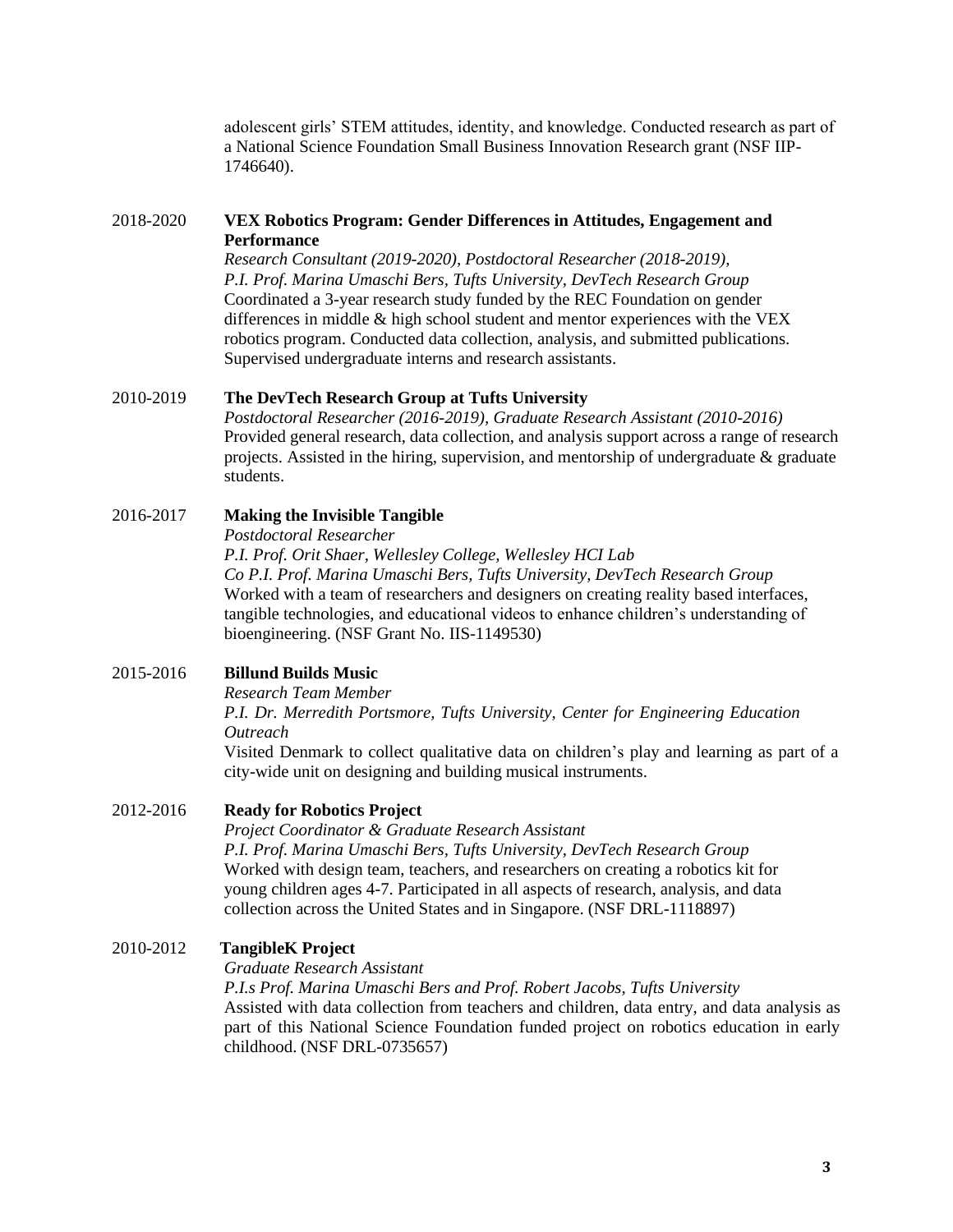adolescent girls' STEM attitudes, identity, and knowledge. Conducted research as part of a National Science Foundation Small Business Innovation Research grant (NSF IIP-1746640).

2018-2020 **VEX Robotics Program: Gender Differences in Attitudes, Engagement and Performance**
*Research Consultant (2019-2020), Postdoctoral Researcher (2018-2019),*
*P.I. Prof. Marina Umaschi Bers, Tufts University, DevTech Research Group*
Coordinated a 3-year research study funded by the REC Foundation on gender differences in middle & high school student and mentor experiences with the VEX robotics program. Conducted data collection, analysis, and submitted publications. Supervised undergraduate interns and research assistants.

2010-2019 **The DevTech Research Group at Tufts University**
*Postdoctoral Researcher (2016-2019), Graduate Research Assistant (2010-2016)*
Provided general research, data collection, and analysis support across a range of research projects. Assisted in the hiring, supervision, and mentorship of undergraduate & graduate students.

2016-2017 **Making the Invisible Tangible**
*Postdoctoral Researcher*
*P.I. Prof. Orit Shaer, Wellesley College, Wellesley HCI Lab*
*Co P.I. Prof. Marina Umaschi Bers, Tufts University, DevTech Research Group*
Worked with a team of researchers and designers on creating reality based interfaces, tangible technologies, and educational videos to enhance children's understanding of bioengineering. (NSF Grant No. IIS-1149530)

2015-2016 **Billund Builds Music**
*Research Team Member*
*P.I. Dr. Merredith Portsmore, Tufts University, Center for Engineering Education Outreach*
Visited Denmark to collect qualitative data on children's play and learning as part of a city-wide unit on designing and building musical instruments.

2012-2016 **Ready for Robotics Project**
*Project Coordinator & Graduate Research Assistant*
*P.I. Prof. Marina Umaschi Bers, Tufts University, DevTech Research Group*
Worked with design team, teachers, and researchers on creating a robotics kit for young children ages 4-7. Participated in all aspects of research, analysis, and data collection across the United States and in Singapore. (NSF DRL-1118897)

2010-2012 **TangibleK Project**
*Graduate Research Assistant*
*P.I.s Prof. Marina Umaschi Bers and Prof. Robert Jacobs, Tufts University*
Assisted with data collection from teachers and children, data entry, and data analysis as part of this National Science Foundation funded project on robotics education in early childhood. (NSF DRL-0735657)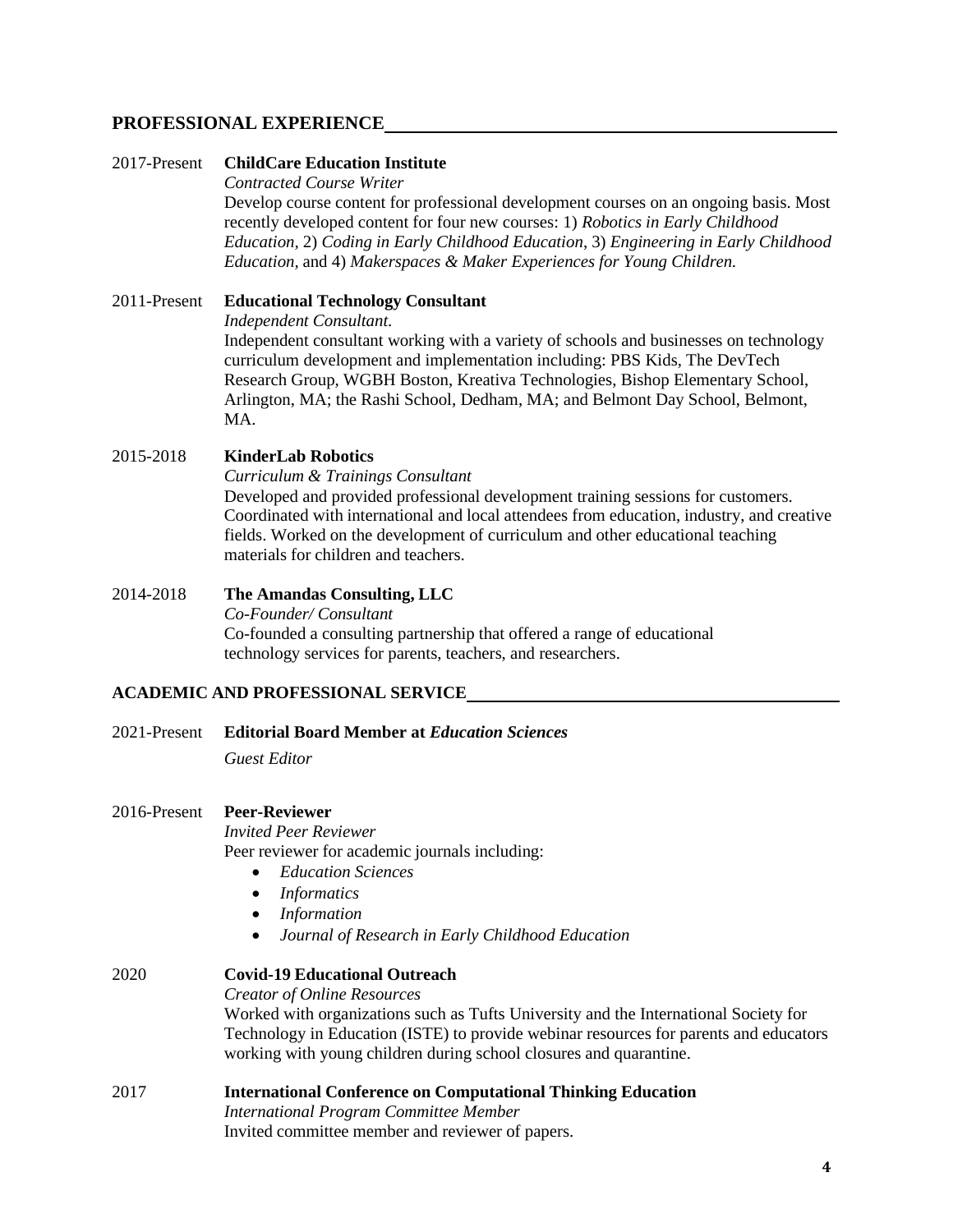## PROFESSIONAL EXPERIENCE

2017-Present **ChildCare Education Institute**
*Contracted Course Writer*
Develop course content for professional development courses on an ongoing basis. Most recently developed content for four new courses: 1) *Robotics in Early Childhood Education*, 2) *Coding in Early Childhood Education*, 3) *Engineering in Early Childhood Education*, and 4) *Makerspaces & Maker Experiences for Young Children.*

2011-Present **Educational Technology Consultant**
*Independent Consultant.*
Independent consultant working with a variety of schools and businesses on technology curriculum development and implementation including: PBS Kids, The DevTech Research Group, WGBH Boston, Kreativa Technologies, Bishop Elementary School, Arlington, MA; the Rashi School, Dedham, MA; and Belmont Day School, Belmont, MA.

2015-2018 **KinderLab Robotics**
*Curriculum & Trainings Consultant*
Developed and provided professional development training sessions for customers. Coordinated with international and local attendees from education, industry, and creative fields. Worked on the development of curriculum and other educational teaching materials for children and teachers.

2014-2018 **The Amandas Consulting, LLC**
*Co-Founder/ Consultant*
Co-founded a consulting partnership that offered a range of educational technology services for parents, teachers, and researchers.

## ACADEMIC AND PROFESSIONAL SERVICE

2021-Present **Editorial Board Member at *Education Sciences***
*Guest Editor*

2016-Present **Peer-Reviewer**
*Invited Peer Reviewer*
Peer reviewer for academic journals including:

- *Education Sciences*
- *Informatics*
- *Information*
- *Journal of Research in Early Childhood Education*

2020 **Covid-19 Educational Outreach**
*Creator of Online Resources*
Worked with organizations such as Tufts University and the International Society for Technology in Education (ISTE) to provide webinar resources for parents and educators working with young children during school closures and quarantine.

2017 **International Conference on Computational Thinking Education**
*International Program Committee Member*
Invited committee member and reviewer of papers.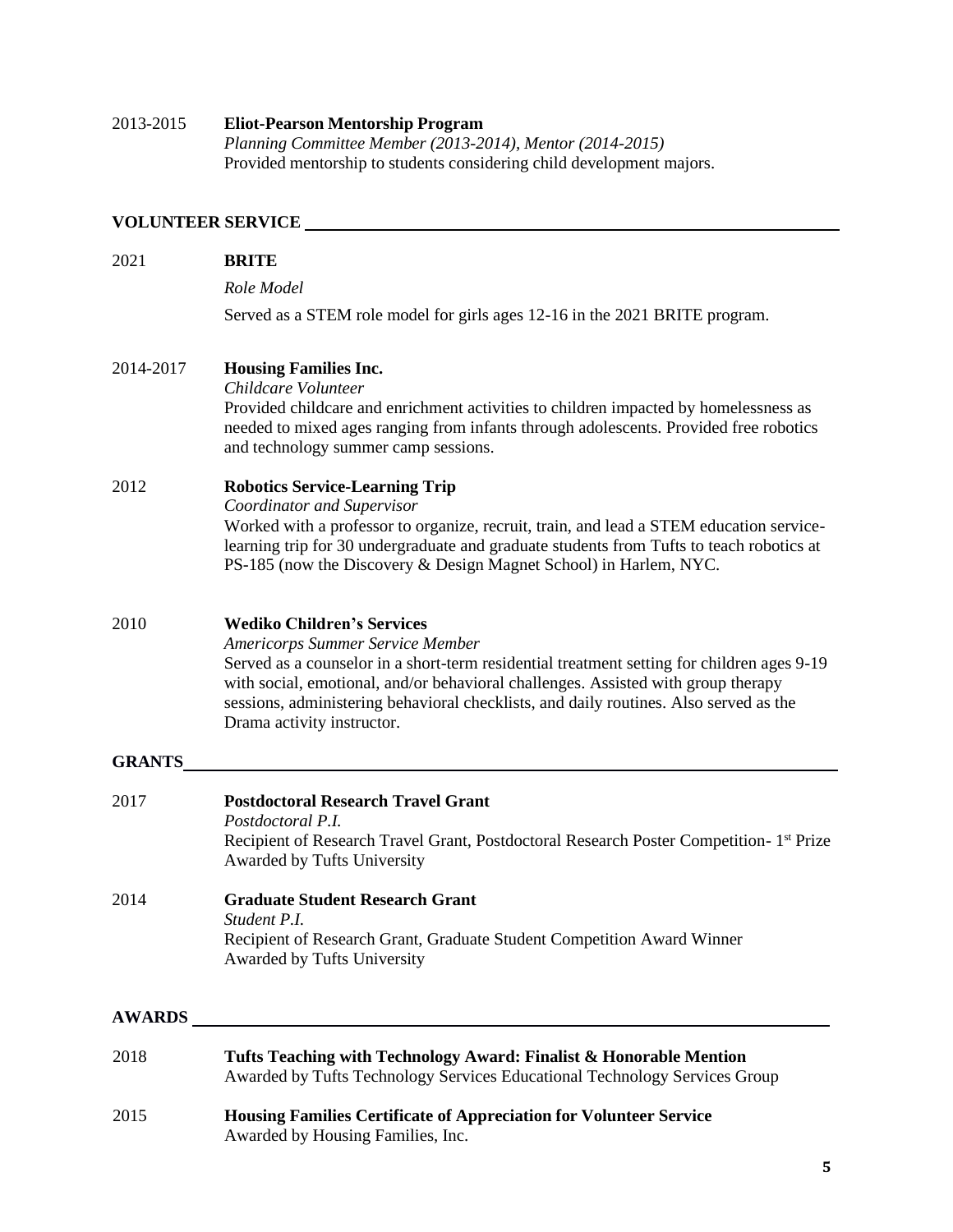2013-2015 **Eliot-Pearson Mentorship Program**
*Planning Committee Member (2013-2014), Mentor (2014-2015)*
Provided mentorship to students considering child development majors.

## VOLUNTEER SERVICE

2021 **BRITE**
*Role Model*
Served as a STEM role model for girls ages 12-16 in the 2021 BRITE program.

2014-2017 **Housing Families Inc.**
*Childcare Volunteer*
Provided childcare and enrichment activities to children impacted by homelessness as needed to mixed ages ranging from infants through adolescents. Provided free robotics and technology summer camp sessions.

2012 **Robotics Service-Learning Trip**
*Coordinator and Supervisor*
Worked with a professor to organize, recruit, train, and lead a STEM education service-learning trip for 30 undergraduate and graduate students from Tufts to teach robotics at PS-185 (now the Discovery & Design Magnet School) in Harlem, NYC.

2010 **Wediko Children's Services**
*Americorps Summer Service Member*
Served as a counselor in a short-term residential treatment setting for children ages 9-19 with social, emotional, and/or behavioral challenges. Assisted with group therapy sessions, administering behavioral checklists, and daily routines. Also served as the Drama activity instructor.

## GRANTS

2017 **Postdoctoral Research Travel Grant**
*Postdoctoral P.I.*
Recipient of Research Travel Grant, Postdoctoral Research Poster Competition- 1st Prize
Awarded by Tufts University

2014 **Graduate Student Research Grant**
*Student P.I.*
Recipient of Research Grant, Graduate Student Competition Award Winner
Awarded by Tufts University

## AWARDS

2018 **Tufts Teaching with Technology Award: Finalist & Honorable Mention**
Awarded by Tufts Technology Services Educational Technology Services Group

2015 **Housing Families Certificate of Appreciation for Volunteer Service**
Awarded by Housing Families, Inc.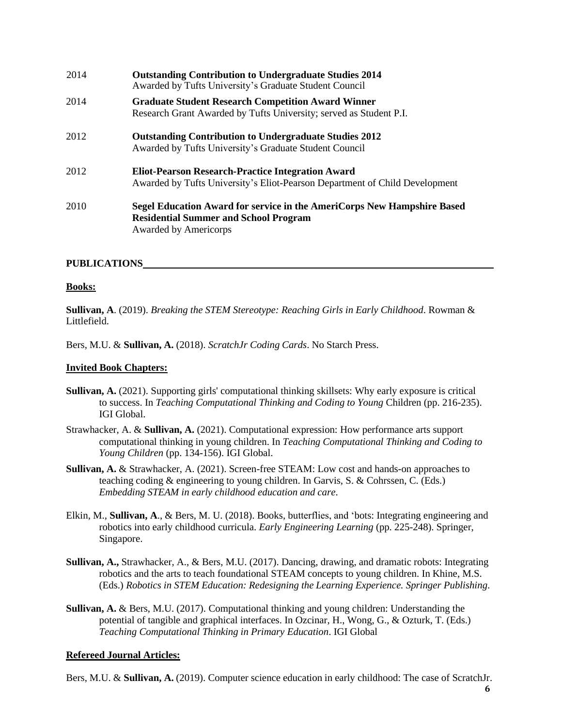2014 **Outstanding Contribution to Undergraduate Studies 2014**
Awarded by Tufts University's Graduate Student Council

2014 **Graduate Student Research Competition Award Winner**
Research Grant Awarded by Tufts University; served as Student P.I.

2012 **Outstanding Contribution to Undergraduate Studies 2012**
Awarded by Tufts University's Graduate Student Council

2012 **Eliot-Pearson Research-Practice Integration Award**
Awarded by Tufts University's Eliot-Pearson Department of Child Development

2010 **Segel Education Award for service in the AmeriCorps New Hampshire Based Residential Summer and School Program**
Awarded by Americorps

## PUBLICATIONS

### Books:

**Sullivan, A**. (2019). *Breaking the STEM Stereotype: Reaching Girls in Early Childhood*. Rowman & Littlefield.

Bers, M.U. & **Sullivan, A.** (2018). *ScratchJr Coding Cards*. No Starch Press.

### Invited Book Chapters:

**Sullivan, A.** (2021). Supporting girls' computational thinking skillsets: Why early exposure is critical to success. In *Teaching Computational Thinking and Coding to Young* Children (pp. 216-235). IGI Global.

Strawhacker, A. & **Sullivan, A.** (2021). Computational expression: How performance arts support computational thinking in young children. In *Teaching Computational Thinking and Coding to Young Children* (pp. 134-156). IGI Global.

**Sullivan, A.** & Strawhacker, A. (2021). Screen-free STEAM: Low cost and hands-on approaches to teaching coding & engineering to young children. In Garvis, S. & Cohrssen, C. (Eds.) *Embedding STEAM in early childhood education and care*.

Elkin, M., **Sullivan, A**., & Bers, M. U. (2018). Books, butterflies, and 'bots: Integrating engineering and robotics into early childhood curricula. *Early Engineering Learning* (pp. 225-248). Springer, Singapore.

**Sullivan, A.,** Strawhacker, A., & Bers, M.U. (2017). Dancing, drawing, and dramatic robots: Integrating robotics and the arts to teach foundational STEAM concepts to young children. In Khine, M.S. (Eds.) *Robotics in STEM Education: Redesigning the Learning Experience. Springer Publishing*.

**Sullivan, A.** & Bers, M.U. (2017). Computational thinking and young children: Understanding the potential of tangible and graphical interfaces. In Ozcinar, H., Wong, G., & Ozturk, T. (Eds.) *Teaching Computational Thinking in Primary Education*. IGI Global

### Refereed Journal Articles:

Bers, M.U. & **Sullivan, A.** (2019). Computer science education in early childhood: The case of ScratchJr.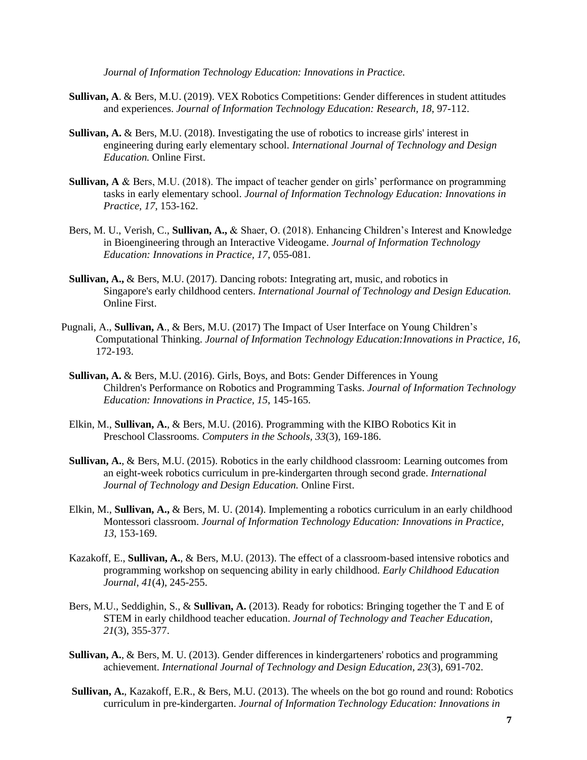*Journal of Information Technology Education: Innovations in Practice.*

**Sullivan, A**. & Bers, M.U. (2019). VEX Robotics Competitions: Gender differences in student attitudes and experiences. *Journal of Information Technology Education: Research, 18*, 97-112.

**Sullivan, A.** & Bers, M.U. (2018). Investigating the use of robotics to increase girls' interest in engineering during early elementary school. *International Journal of Technology and Design Education.* Online First.

**Sullivan, A** & Bers, M.U. (2018). The impact of teacher gender on girls' performance on programming tasks in early elementary school. *Journal of Information Technology Education: Innovations in Practice, 17*, 153-162.

Bers, M. U., Verish, C., **Sullivan, A.,** & Shaer, O. (2018). Enhancing Children's Interest and Knowledge in Bioengineering through an Interactive Videogame. *Journal of Information Technology Education: Innovations in Practice, 17*, 055-081.

**Sullivan, A.,** & Bers, M.U. (2017). Dancing robots: Integrating art, music, and robotics in Singapore's early childhood centers. *International Journal of Technology and Design Education.* Online First.

Pugnali, A., **Sullivan, A**., & Bers, M.U. (2017) The Impact of User Interface on Young Children's Computational Thinking. *Journal of Information Technology Education:Innovations in Practice, 16*, 172-193.

**Sullivan, A.** & Bers, M.U. (2016). Girls, Boys, and Bots: Gender Differences in Young Children's Performance on Robotics and Programming Tasks. *Journal of Information Technology Education: Innovations in Practice, 15*, 145-165.

Elkin, M., **Sullivan, A.**, & Bers, M.U. (2016). Programming with the KIBO Robotics Kit in Preschool Classrooms. *Computers in the Schools, 33*(3), 169-186.

**Sullivan, A.**, & Bers, M.U. (2015). Robotics in the early childhood classroom: Learning outcomes from an eight-week robotics curriculum in pre-kindergarten through second grade. *International Journal of Technology and Design Education.* Online First.

Elkin, M., **Sullivan, A.,** & Bers, M. U. (2014). Implementing a robotics curriculum in an early childhood Montessori classroom. *Journal of Information Technology Education: Innovations in Practice, 13*, 153-169.

Kazakoff, E., **Sullivan, A.**, & Bers, M.U. (2013). The effect of a classroom-based intensive robotics and programming workshop on sequencing ability in early childhood. *Early Childhood Education Journal, 41*(4), 245-255.

Bers, M.U., Seddighin, S., & **Sullivan, A.** (2013). Ready for robotics: Bringing together the T and E of STEM in early childhood teacher education. *Journal of Technology and Teacher Education, 21*(3), 355-377.

**Sullivan, A.**, & Bers, M. U. (2013). Gender differences in kindergarteners' robotics and programming achievement. *International Journal of Technology and Design Education, 23*(3), 691-702.

**Sullivan, A.**, Kazakoff, E.R., & Bers, M.U. (2013). The wheels on the bot go round and round: Robotics curriculum in pre-kindergarten. *Journal of Information Technology Education: Innovations in*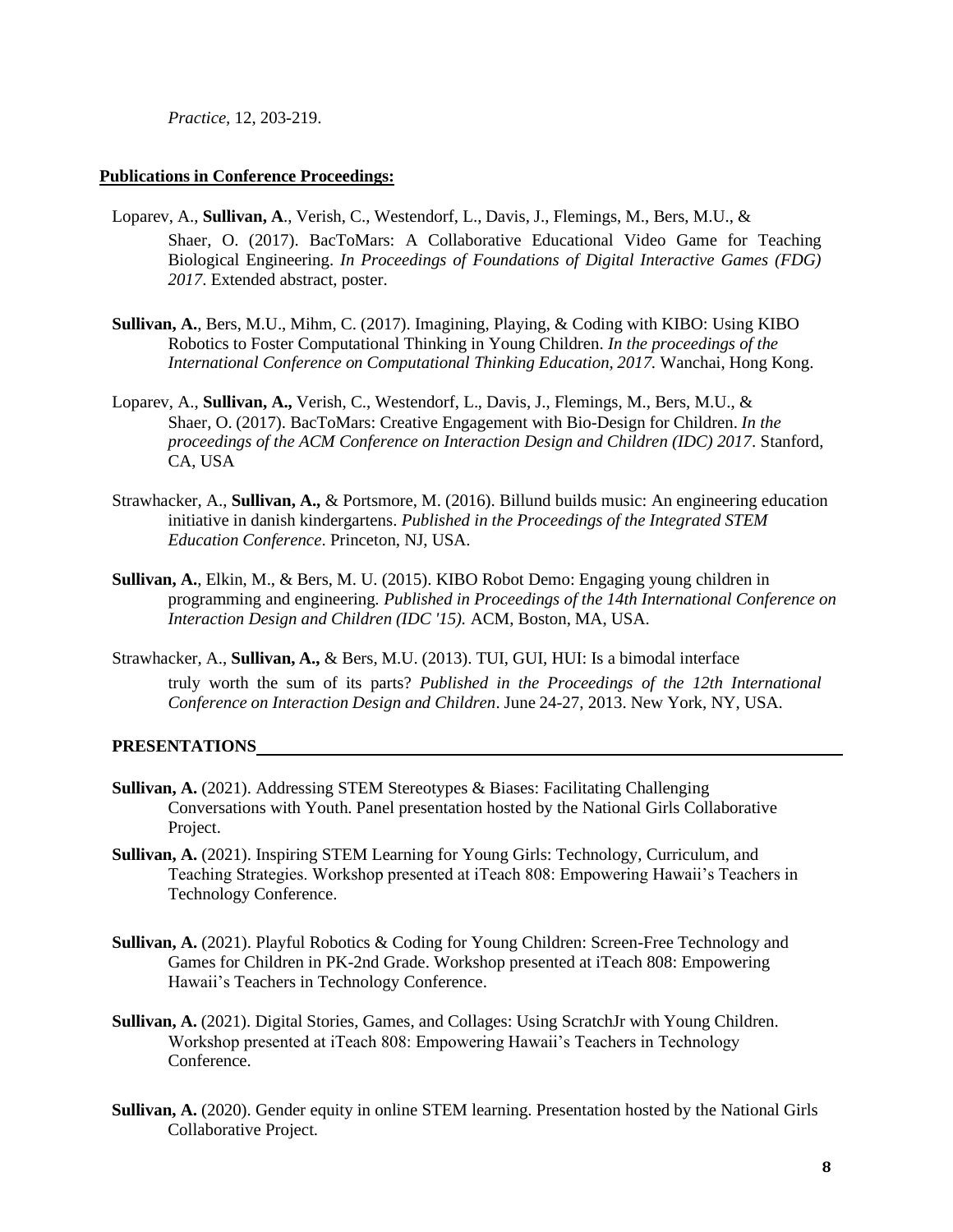*Practice,* 12, 203-219.

**Publications in Conference Proceedings:**

Loparev, A., **Sullivan, A**., Verish, C., Westendorf, L., Davis, J., Flemings, M., Bers, M.U., & Shaer, O. (2017). BacToMars: A Collaborative Educational Video Game for Teaching Biological Engineering. *In Proceedings of Foundations of Digital Interactive Games (FDG) 2017*. Extended abstract, poster.

**Sullivan, A.**, Bers, M.U., Mihm, C. (2017). Imagining, Playing, & Coding with KIBO: Using KIBO Robotics to Foster Computational Thinking in Young Children. *In the proceedings of the International Conference on Computational Thinking Education, 2017.* Wanchai, Hong Kong.

Loparev, A., **Sullivan, A.,** Verish, C., Westendorf, L., Davis, J., Flemings, M., Bers, M.U., & Shaer, O. (2017). BacToMars: Creative Engagement with Bio-Design for Children. *In the proceedings of the ACM Conference on Interaction Design and Children (IDC) 2017*. Stanford, CA, USA

Strawhacker, A., **Sullivan, A.,** & Portsmore, M. (2016). Billund builds music: An engineering education initiative in danish kindergartens. *Published in the Proceedings of the Integrated STEM Education Conference*. Princeton, NJ, USA.

**Sullivan, A.**, Elkin, M., & Bers, M. U. (2015). KIBO Robot Demo: Engaging young children in programming and engineering. *Published in Proceedings of the 14th International Conference on Interaction Design and Children (IDC '15).* ACM, Boston, MA, USA.

Strawhacker, A., **Sullivan, A.,** & Bers, M.U. (2013). TUI, GUI, HUI: Is a bimodal interface truly worth the sum of its parts? *Published in the Proceedings of the 12th International Conference on Interaction Design and Children*. June 24-27, 2013. New York, NY, USA.

## PRESENTATIONS

**Sullivan, A.** (2021). Addressing STEM Stereotypes & Biases: Facilitating Challenging Conversations with Youth. Panel presentation hosted by the National Girls Collaborative Project.

**Sullivan, A.** (2021). Inspiring STEM Learning for Young Girls: Technology, Curriculum, and Teaching Strategies. Workshop presented at iTeach 808: Empowering Hawaii's Teachers in Technology Conference.

**Sullivan, A.** (2021). Playful Robotics & Coding for Young Children: Screen-Free Technology and Games for Children in PK-2nd Grade. Workshop presented at iTeach 808: Empowering Hawaii's Teachers in Technology Conference.

**Sullivan, A.** (2021). Digital Stories, Games, and Collages: Using ScratchJr with Young Children. Workshop presented at iTeach 808: Empowering Hawaii's Teachers in Technology Conference.

**Sullivan, A.** (2020). Gender equity in online STEM learning. Presentation hosted by the National Girls Collaborative Project.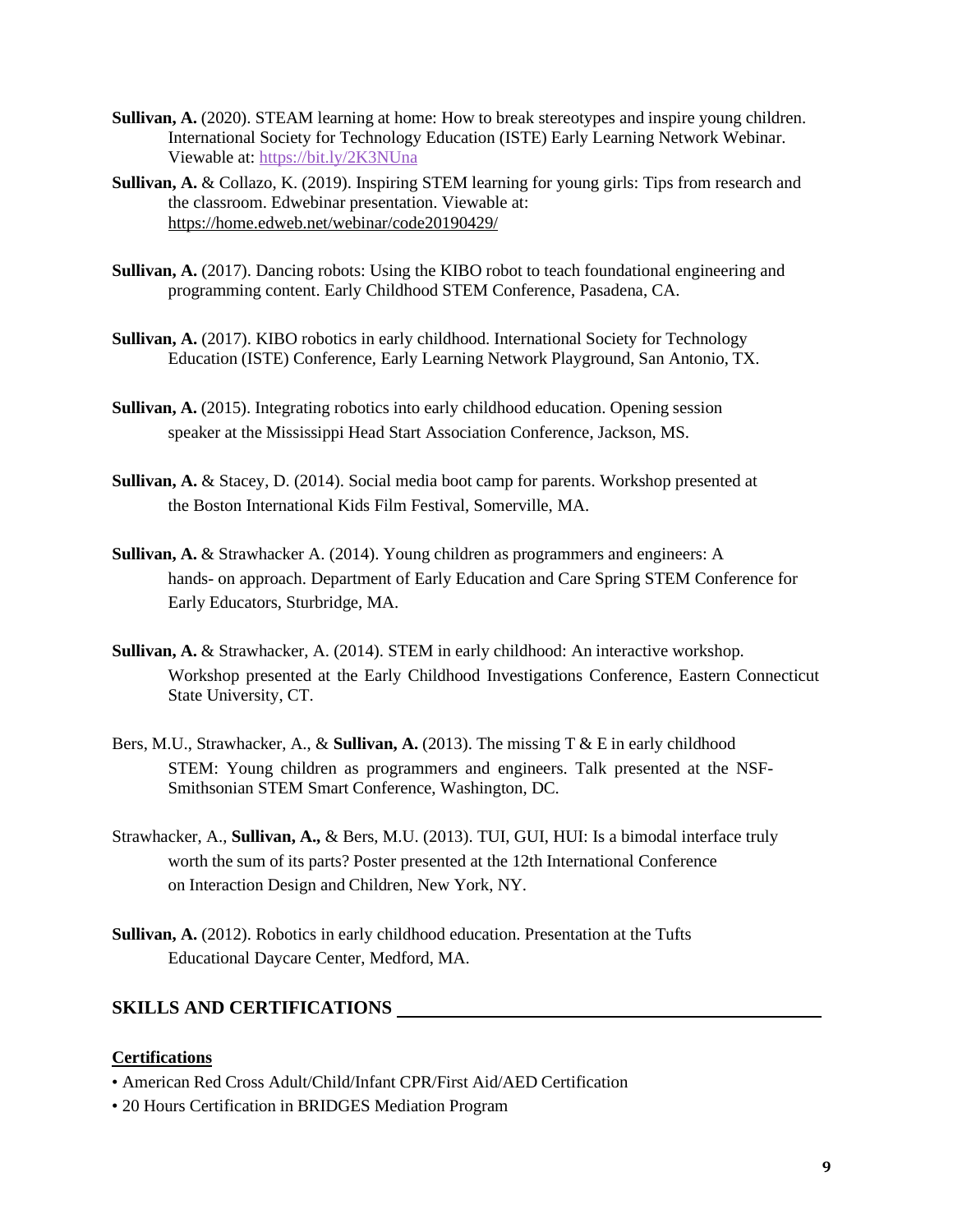**Sullivan, A.** (2020). STEAM learning at home: How to break stereotypes and inspire young children. International Society for Technology Education (ISTE) Early Learning Network Webinar. Viewable at: https://bit.ly/2K3NUna

**Sullivan, A.** & Collazo, K. (2019). Inspiring STEM learning for young girls: Tips from research and the classroom. Edwebinar presentation. Viewable at: https://home.edweb.net/webinar/code20190429/

**Sullivan, A.** (2017). Dancing robots: Using the KIBO robot to teach foundational engineering and programming content. Early Childhood STEM Conference, Pasadena, CA.

**Sullivan, A.** (2017). KIBO robotics in early childhood. International Society for Technology Education (ISTE) Conference, Early Learning Network Playground, San Antonio, TX.

**Sullivan, A.** (2015). Integrating robotics into early childhood education. Opening session speaker at the Mississippi Head Start Association Conference, Jackson, MS.

**Sullivan, A.** & Stacey, D. (2014). Social media boot camp for parents. Workshop presented at the Boston International Kids Film Festival, Somerville, MA.

**Sullivan, A.** & Strawhacker A. (2014). Young children as programmers and engineers: A hands- on approach. Department of Early Education and Care Spring STEM Conference for Early Educators, Sturbridge, MA.

**Sullivan, A.** & Strawhacker, A. (2014). STEM in early childhood: An interactive workshop. Workshop presented at the Early Childhood Investigations Conference, Eastern Connecticut State University, CT.

Bers, M.U., Strawhacker, A., & **Sullivan, A.** (2013). The missing T & E in early childhood STEM: Young children as programmers and engineers. Talk presented at the NSF-Smithsonian STEM Smart Conference, Washington, DC.

Strawhacker, A., **Sullivan, A.,** & Bers, M.U. (2013). TUI, GUI, HUI: Is a bimodal interface truly worth the sum of its parts? Poster presented at the 12th International Conference on Interaction Design and Children, New York, NY.

**Sullivan, A.** (2012). Robotics in early childhood education. Presentation at the Tufts Educational Daycare Center, Medford, MA.

## SKILLS AND CERTIFICATIONS

### Certifications

- American Red Cross Adult/Child/Infant CPR/First Aid/AED Certification
- 20 Hours Certification in BRIDGES Mediation Program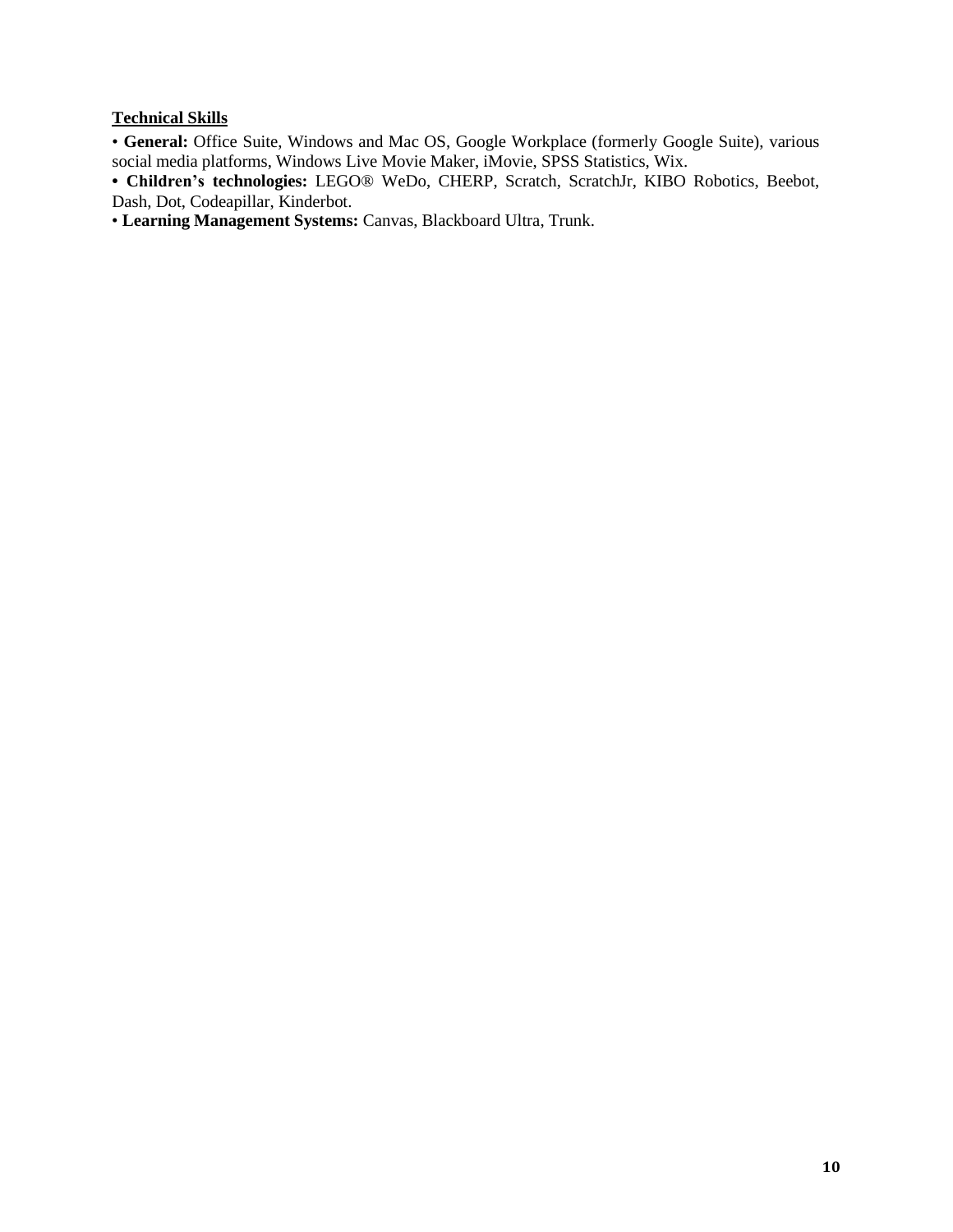**Technical Skills**

- **General:** Office Suite, Windows and Mac OS, Google Workplace (formerly Google Suite), various social media platforms, Windows Live Movie Maker, iMovie, SPSS Statistics, Wix.
- **Children's technologies:** LEGO® WeDo, CHERP, Scratch, ScratchJr, KIBO Robotics, Beebot, Dash, Dot, Codeapillar, Kinderbot.
- **Learning Management Systems:** Canvas, Blackboard Ultra, Trunk.